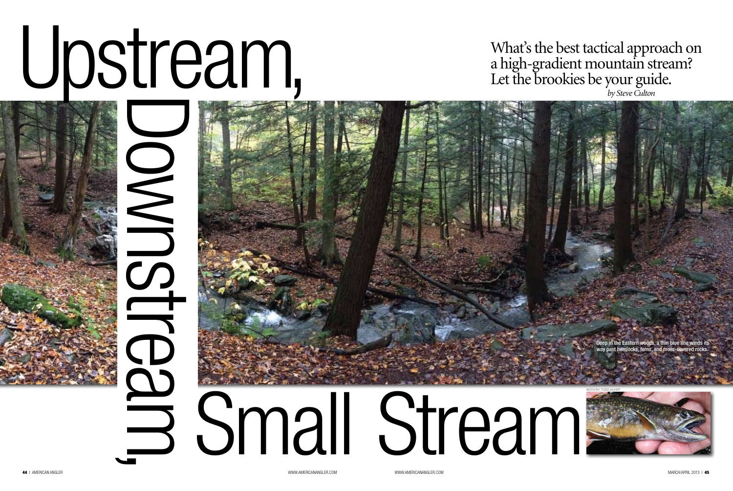# Upstream, Downstream, Small Stream

What's the best tactical approach on a high-gradient mountain stream? Let the brookies be your guide.

*by Steve Culton*

Deep in the Eastern woods, a thin blue line winds its way past hemlocks, ferns, and moss-covered rocks.

BOTH BY TODD KUHRT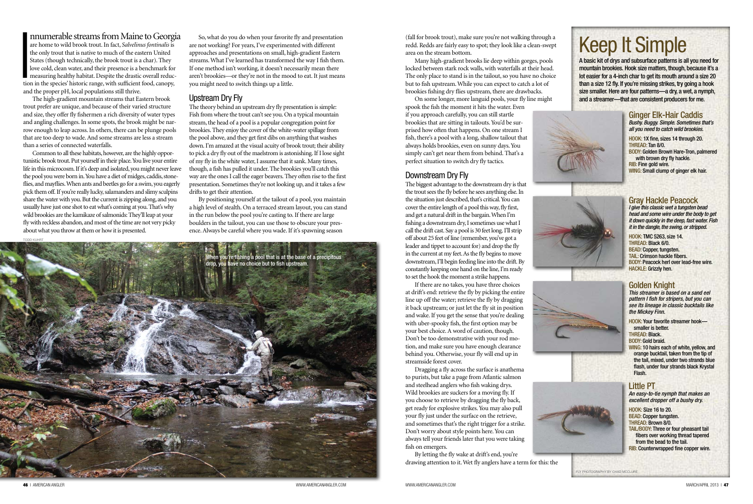Innumerable streams from Maine to Georgia are home to wild brook trout. In fact, *Salvelinus fontinalis* is the only trout that is native to much of the eastern United States (though technically, the brook trout is a char). They love cold, clean water, and their presence is a benchmark for measuring healthy habitat. Despite the drastic overall reduction in the species' historic range, with sufficient food, canopy, and the proper pH, local populations still thrive.

The high-gradient mountain streams that Eastern brook trout prefer are unique, and because of their varied structure and size, they offer fly fishermen a rich diversity of water types and angling challenges. In some spots, the brook might be narrow enough to leap across. In others, there can be plunge pools that are too deep to wade. And some streams are less a stream than a series of connected waterfalls.

Common to all these habitats, however, are the highly opportunistic brook trout. Put yourself in their place. You live your entire life in this microcosm. If it's deep and isolated, you might never leave the pool you were born in. You have a diet of midges, caddis, stoneflies, and mayflies. When ants and beetles go for a swim, you eagerly pick them off. If you're really lucky, salamanders and slimy sculpins share the water with you. But the current is zipping along, and you usually have just one shot to eat what's coming at you. That's why wild brookies are the kamikaze of salmonids: They'll leap at your fly with reckless abandon, and most of the time are not very picky about what you throw at them or how it is presented.

So, what do you do when your favorite fly and presentation are not working? For years, I've experimented with different approaches and presentations on small, high-gradient Eastern streams. What I've learned has transformed the way I fish them. If one method isn't working, it doesn't necessarily mean there aren't brookies—or they're not in the mood to eat. It just means you might need to switch things up a little.

## Upstream Dry Fly

The theory behind an upstream dry fly presentation is simple: Fish from where the trout can't see you. On a typical mountain stream, the head of a pool is a popular congregation point for brookies. They enjoy the cover of the white-water spillage from the pool above, and they get first dibs on anything that washes down. I'm amazed at the visual acuity of brook trout; their ability to pick a dry fly out of the maelstrom is astonishing. If I lose sight of my fly in the white water, I assume that it sank. Many times, though, a fish has pulled it under. The brookies you'll catch this way are the ones I call the eager beavers. They often rise to the first presentation. Sometimes they're not looking up, and it takes a few drifts to get their attention.

By positioning yourself at the tailout of a pool, you maintain a high level of stealth. On a terraced stream layout, you can stand in the run below the pool you're casting to. If there are large boulders in the tailout, you can use those to obscure your presence. Always be careful where you wade. If it's spawning season (fall for brook trout), make sure you're not walking through a redd. Redds are fairly easy to spot; they look like a clean-swept area on the stream bottom.

Many high-gradient brooks lie deep within gorges, pools locked between stark rock walls, with waterfalls at their head. The only place to stand is in the tailout, so you have no choice but to fish upstream. While you can expect to catch a lot of brookies fishing dry flies upstream, there are drawbacks.

On some longer, more languid pools, your fly line might spook the fish the moment it hits the water. Even if you approach carefully, you can still startle brookies that are sitting in tailouts. You'd be surprised how often that happens. On one stream I fish, there's a pool with a long, shallow tailout that always holds brookies, even on sunny days. You simply can't get near them from behind. That's a perfect situation to switch dry fly tactics.

When you're fishing a pool that is at the base of a precipitous drop, you have no choice but to fish upstream.

TODD KUHRT

## Downstream Dry Fly

The biggest advantage to the downstream dry is that the trout sees the fly before he sees anything else. In the situation just described, that's critical. You can cover the entire length of a pool this way, fly first, and get a natural drift in the bargain. When I'm fishing a downstream dry, I sometimes use what I call the drift cast. Say a pool is 30 feet long. I'll strip off about 25 feet of line (remember, you've got a leader and tippet to account for) and drop the fly in the current at my feet. As the fly begins to move downstream, I'll begin feeding line into the drift. By constantly keeping one hand on the line, I'm ready to set the hook the moment a strike happens.

If there are no takes, you have three choices at drift's end: retrieve the fly by picking the entire line up off the water; retrieve the fly by dragging it back upstream; or just let the fly sit in position and wake. If you get the sense that you're dealing with uber-spooky fish, the first option may be your best choice. A word of caution, though. Don't be too demonstrative with your rod motion, and make sure you have enough clearance behind you. Otherwise, your fly will end up in streamside forest cover.

Dragging a fly across the surface is anathema to purists, but take a page from Atlantic salmon and steelhead anglers who fish waking drys. Wild brookies are suckers for a moving fly. If you choose to retrieve by dragging the fly back, get ready for explosive strikes. You may also pull your fly just under the surface on the retrieve, and sometimes that's the right trigger for a strike. Don't worry about style points here. You can always tell your friends later that you were taking fish on emergers.

By letting the fly wake at drift's end, you're drawing attention to it. Wet fly anglers have a term for this: the

# Keep It Simple

**A basic kit of drys and subsurface patterns is all you need for mountain brookies. Hook size matters, though, because it's a lot easier for a 4-inch char to get its mouth around a size 20 than a size 12 fly. If you're missing strikes, try going a hook size smaller. Here are four patterns—a dry, a wet, a nymph, and a streamer—that are consistent producers for me.**

### Ginger Elk-Hair Caddis

*Bushy. Buggy. Simple. Sometimes that's all you need to catch wild brookies.*

**HOOK:** 1X fine, sizes 14 through 20.
**THREAD:** Tan 8/0.
**BODY:** Golden Brown Hare-Tron, palmered with brown dry fly hackle.
**RIB:** Fine gold wire.
**WING:** Small clump of ginger elk hair.

### Gray Hackle Peacock

*I give this classic wet a tungsten bead head and some wire under the body to get it down quickly in the deep, fast water. Fish it in the dangle, the swing, or stripped.*

**HOOK:** TMC 5263, size 14.
**THREAD:** Black 6/0.
**BEAD:** Copper, tungsten.
**TAIL:** Crimson hackle fibers.
**BODY:** Peacock herl over lead-free wire.
**HACKLE:** Grizzly hen.

### Golden Knight

*This streamer is based on a sand eel pattern I fish for stripers, but you can see its lineage in classic bucktails like the Mickey Finn.*

**HOOK:** Your favorite streamer hook—smaller is better.
**THREAD:** Black.
**BODY:** Gold braid.
**WING:** 10 hairs each of white, yellow, and orange bucktail, taken from the tip of the tail, mixed, under two strands blue flash, under four strands black Krystal Flash.

### Little PT

*An easy-to-tie nymph that makes an excellent dropper off a bushy dry.*

**HOOK:** Size 16 to 20.
**BEAD:** Copper tungsten.
**THREAD:** Brown 8/0.
**TAIL/BODY:** Three or four pheasant tail fibers over working thread tapered from the bead to the tail.
**RIB:** Counterwrapped fine copper wire.

FLY PHOTOGRAPHY BY CHAD MCCLURE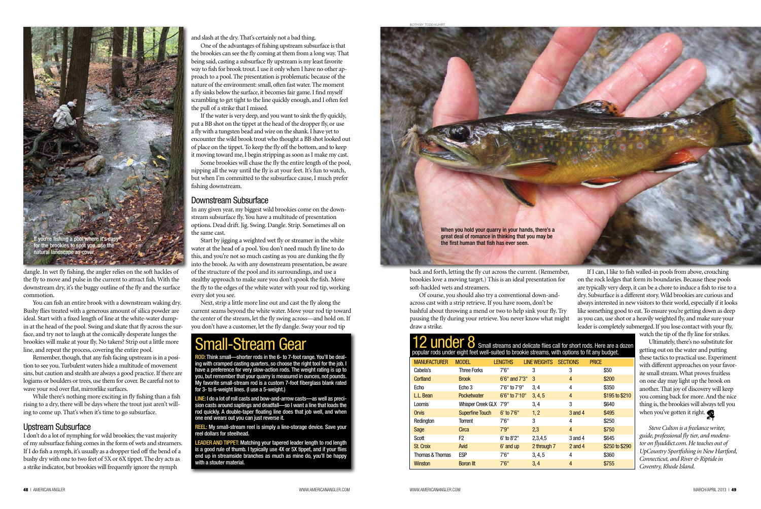If you're fishing a pool where it's easy for the brookies to spot you, use the natural landscape as cover.

dangle. In wet fly fishing, the angler relies on the soft hackles of the fly to move and pulse in the current to attract fish. With the downstream dry, it's the buggy outline of the fly and the surface commotion.

You can fish an entire brook with a downstream waking dry. Bushy flies treated with a generous amount of silica powder are ideal. Start with a fixed length of line at the white-water dump-in at the head of the pool. Swing and skate that fly across the surface, and try not to laugh at the comically desperate lunges the brookies will make at your fly. No takers? Strip out a little more line, and repeat the process, covering the entire pool.

Remember, though, that any fish facing upstream is in a position to see you. Turbulent waters hide a multitude of movement sins, but caution and stealth are always a good practice. If there are logjams or boulders or trees, use them for cover. Be careful not to wave your rod over flat, mirrorlike surfaces.

While there's nothing more exciting in fly fishing than a fish rising to a dry, there will be days where the trout just aren't willing to come up. That's when it's time to go subsurface.

## Upstream Subsurface

I don't do a lot of nymphing for wild brookies; the vast majority of my subsurface fishing comes in the form of wets and streamers. If I do fish a nymph, it's usually as a dropper tied off the bend of a bushy dry with one to two feet of 5X or 6X tippet. The dry acts as a strike indicator, but brookies will frequently ignore the nymph and slash at the dry. That's certainly not a bad thing.

One of the advantages of fishing upstream subsurface is that the brookies can see the fly coming at them from a long way. That being said, casting a subsurface fly upstream is my least favorite way to fish for brook trout. I use it only when I have no other approach to a pool. The presentation is problematic because of the nature of the environment: small, often fast water. The moment a fly sinks below the surface, it becomes fair game. I find myself scrambling to get tight to the line quickly enough, and I often feel the pull of a strike that I missed.

If the water is very deep, and you want to sink the fly quickly, put a BB shot on the tippet at the head of the dropper fly, or use a fly with a tungsten bead and wire on the shank. I have yet to encounter the wild brook trout who thought a BB shot looked out of place on the tippet. To keep the fly off the bottom, and to keep it moving toward me, I begin stripping as soon as I make my cast.

Some brookies will chase the fly the entire length of the pool, nipping all the way until the fly is at your feet. It's fun to watch, but when I'm committed to the subsurface cause, I much prefer fishing downstream.

## Downstream Subsurface

In any given year, my biggest wild brookies come on the downstream subsurface fly. You have a multitude of presentation options. Dead drift. Jig. Swing. Dangle. Strip. Sometimes all on the same cast.

Start by jigging a weighted wet fly or streamer in the white water at the head of a pool. You don't need much fly line to do this, and you're not so much casting as you are dunking the fly into the brook. As with any downstream presentation, be aware of the structure of the pool and its surroundings, and use a stealthy approach to make sure you don't spook the fish. Move the fly to the edges of the white water with your rod tip, working every slot you see.

Next, strip a little more line out and cast the fly along the current seams beyond the white water. Move your rod tip toward the center of the stream, let the fly swing across—and hold on. If you don't have a customer, let the fly dangle. Sway your rod tip back and forth, letting the fly cut across the current. (Remember, brookies love a moving target.) This is an ideal presentation for soft-hackled wets and streamers.

Of course, you should also try a conventional down-and-across cast with a strip retrieve. If you have room, don't be bashful about throwing a mend or two to help sink your fly. Try pausing the fly during your retrieve. You never know what might draw a strike.

If I can, I like to fish walled-in pools from above, crouching on the rock ledges that form its boundaries. Because these pools are typically very deep, it can be a chore to induce a fish to rise to a dry. Subsurface is a different story. Wild brookies are curious and always interested in new visitors to their world, especially if it looks like something good to eat. To ensure you're getting down as deep as you can, use shot or a heavily weighted fly, and make sure your leader is completely submerged. If you lose contact with your fly, watch the tip of the fly line for strikes.

Ultimately, there's no substitute for getting out on the water and putting these tactics to practical use. Experiment with different approaches on your favorite small stream. What proves fruitless on one day may light up the brook on another. That joy of discovery will keep you coming back for more. And the nice thing is, the brookies will always tell you when you've gotten it right.

*Steve Culton is a freelance writer, guide, professional fly tier, and moderator on flyaddict.com. He teaches out of UpCountry Sportfishing in New Hartford, Connecticut, and River & Riptide in Coventry, Rhode Island.*

BOTH BY TODD KUHRT

When you hold your quarry in your hands, there's a great deal of romance in thinking that you may be the first human that fish has ever seen.

## Small-Stream Gear

**ROD:** Think small—shorter rods in the 6- to 7-foot range. You'll be dealing with cramped casting quarters, so choose the right tool for the job. I have a preference for very slow-action rods. The weight rating is up to you, but remember that your quarry is measured in ounces, not pounds. My favorite small-stream rod is a custom 7-foot fiberglass blank rated for 3- to 6-weight lines. (I use a 5-weight.)

**LINE:** I do a lot of roll casts and bow-and-arrow casts—as well as precision casts around saplings and deadfall—so I want a line that loads the rod quickly. A double-taper floating line does that job well, and when one end wears out you can just reverse it.

**REEL:** My small-stream reel is simply a line-storage device. Save your reel dollars for steelhead.

**LEADER AND TIPPET:** Matching your tapered leader length to rod length is a good rule of thumb. I typically use 4X or 5X tippet, and if your flies end up in streamside branches as much as mine do, you'll be happy with a stouter material.

## 12 under 8

Small streams and delicate flies call for short rods. Here are a dozen popular rods under eight feet well-suited to brookie streams, with options to fit any budget.

| MANUFACTURER | MODEL | LENGTHS | LINE WEIGHTS | SECTIONS | PRICE |
|---|---|---|---|---|---|
| Cabela's | Three Forks | 7'6" | 3 | 3 | $50 |
| Cortland | Brook | 6'6" and 7'3" | 3 | 4 | $200 |
| Echo | Echo 3 | 7'6" to 7'9" | 3, 4 | 4 | $350 |
| L.L. Bean | Pocketwater | 6'6" to 7'10" | 3, 4, 5 | 4 | $195 to $210 |
| Loomis | Whisper Creek GLX | 7'9" | 3, 4 | 3 | $640 |
| Orvis | Superfine Touch | 6' to 7'6" | 1, 2 | 3 and 4 | $495 |
| Redington | Torrent | 7'6" | 3 | 4 | $250 |
| Sage | Circa | 7'9" | 2,3 | 4 | $750 |
| Scott | F2 | 6' to 8'2" | 2,3,4,5 | 3 and 4 | $645 |
| St. Croix | Avid | 6' and up | 2 through 7 | 2 and 4 | $250 to $290 |
| Thomas & Thomas | ESP | 7'6" | 3, 4, 5 | 4 | $360 |
| Winston | Boron IIt | 7'6" | 3, 4 | 4 | $755 |